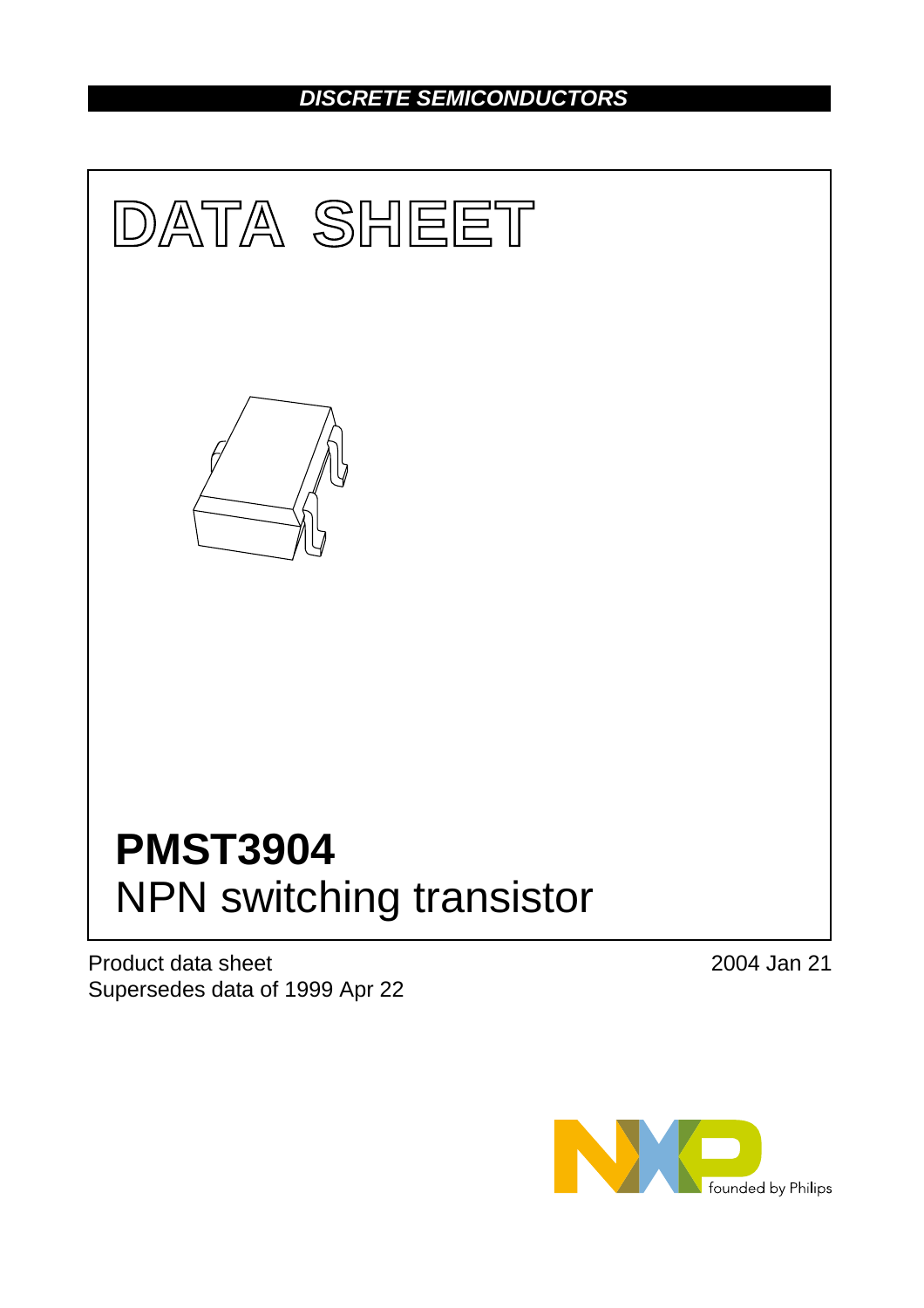DISCRETE SEMICONDUCTORS

# DATA SHEET

# PMST3904

## NPN switching transistor

Product data sheet
Supersedes data of 1999 Apr 22

2004 Jan 21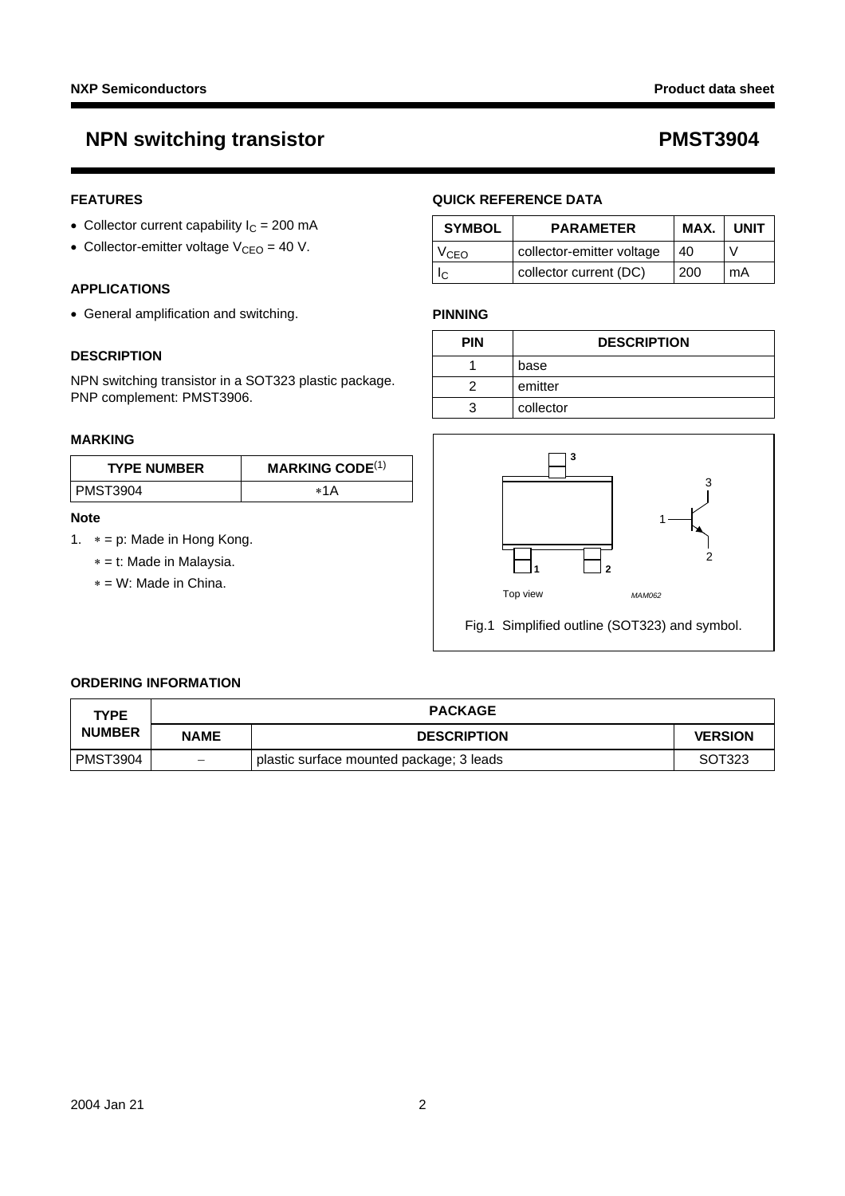# NPN switching transistor — PMST3904

## FEATURES

- Collector current capability $I_C$ = 200 mA
- Collector-emitter voltage $V_{CEO}$ = 40 V.

## APPLICATIONS

- General amplification and switching.

## DESCRIPTION

NPN switching transistor in a SOT323 plastic package.
PNP complement: PMST3906.

## MARKING

| TYPE NUMBER | MARKING CODE[(1)] |
|---|---|
| PMST3904 | ∗1A |

### Note

1. ∗ = p: Made in Hong Kong.
   ∗ = t: Made in Malaysia.
   ∗ = W: Made in China.

## QUICK REFERENCE DATA

| SYMBOL | PARAMETER | MAX. | UNIT |
|---|---|---|---|
| $V_{CEO}$ | collector-emitter voltage | 40 | V |
| $I_C$ | collector current (DC) | 200 | mA |

## PINNING

| PIN | DESCRIPTION |
|---|---|
| 1 | base |
| 2 | emitter |
| 3 | collector |

Fig.1 Simplified outline (SOT323) and symbol.

## ORDERING INFORMATION

| TYPE NUMBER | PACKAGE | | |
|---|---|---|---|
| | NAME | DESCRIPTION | VERSION |
| PMST3904 | − | plastic surface mounted package; 3 leads | SOT323 |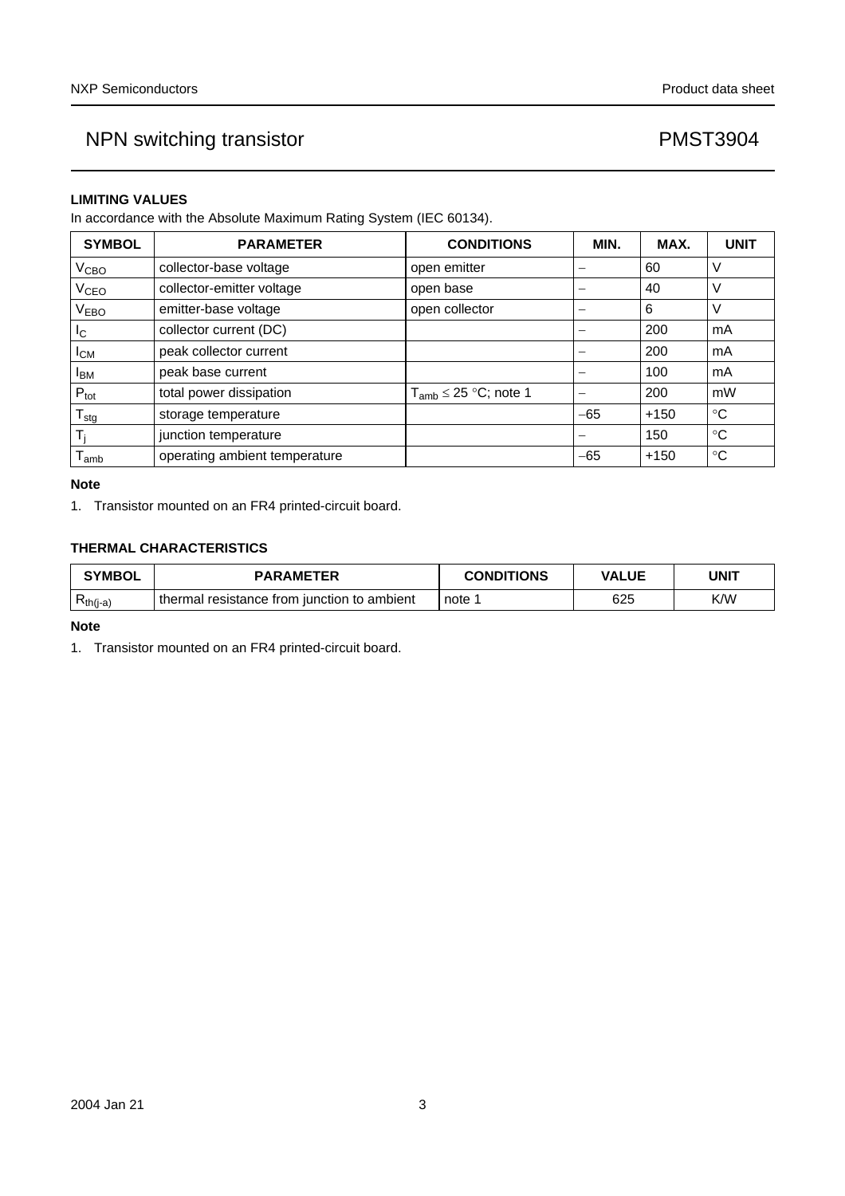## LIMITING VALUES

In accordance with the Absolute Maximum Rating System (IEC 60134).

| SYMBOL | PARAMETER | CONDITIONS | MIN. | MAX. | UNIT |
|---|---|---|---|---|---|
| $V_{CBO}$ | collector-base voltage | open emitter | – | 60 | V |
| $V_{CEO}$ | collector-emitter voltage | open base | – | 40 | V |
| $V_{EBO}$ | emitter-base voltage | open collector | – | 6 | V |
| $I_C$ | collector current (DC) | | – | 200 | mA |
| $I_{CM}$ | peak collector current | | – | 200 | mA |
| $I_{BM}$ | peak base current | | – | 100 | mA |
| $P_{tot}$ | total power dissipation | $T_{amb} \leq 25$ °C; note 1 | – | 200 | mW |
| $T_{stg}$ | storage temperature | | −65 | +150 | °C |
| $T_j$ | junction temperature | | – | 150 | °C |
| $T_{amb}$ | operating ambient temperature | | −65 | +150 | °C |

**Note**

1. Transistor mounted on an FR4 printed-circuit board.

## THERMAL CHARACTERISTICS

| SYMBOL | PARAMETER | CONDITIONS | VALUE | UNIT |
|---|---|---|---|---|
| $R_{th(j-a)}$ | thermal resistance from junction to ambient | note 1 | 625 | K/W |

**Note**

1. Transistor mounted on an FR4 printed-circuit board.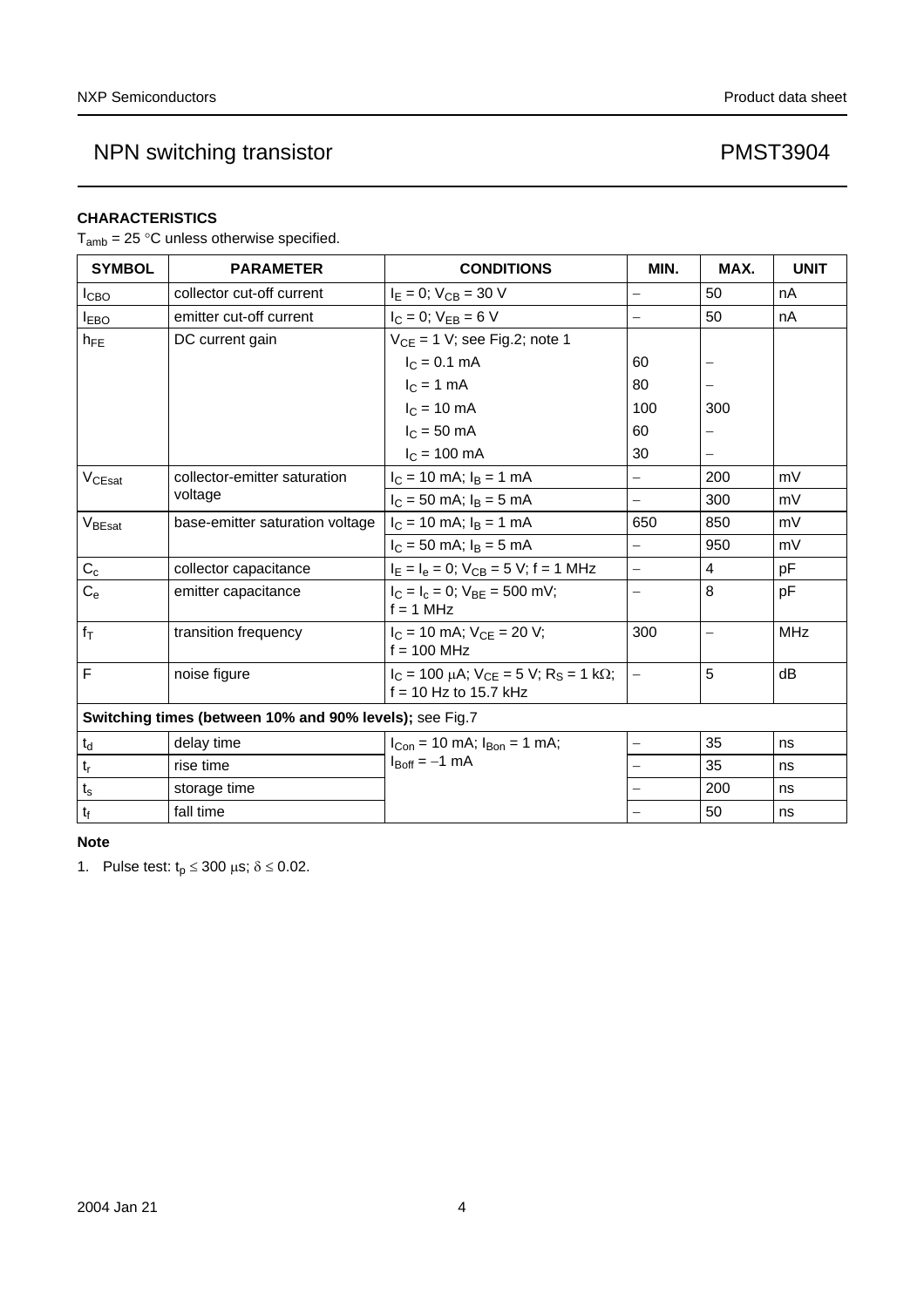## CHARACTERISTICS

$T_{amb}$ = 25 °C unless otherwise specified.

| SYMBOL | PARAMETER | CONDITIONS | MIN. | MAX. | UNIT |
|---|---|---|---|---|---|
| $I_{CBO}$ | collector cut-off current | $I_E$ = 0; $V_{CB}$ = 30 V | – | 50 | nA |
| $I_{EBO}$ | emitter cut-off current | $I_C$ = 0; $V_{EB}$ = 6 V | – | 50 | nA |
| $h_{FE}$ | DC current gain | $V_{CE}$ = 1 V; see Fig.2; note 1 | | | |
| | | $I_C$ = 0.1 mA | 60 | – | |
| | | $I_C$ = 1 mA | 80 | – | |
| | | $I_C$ = 10 mA | 100 | 300 | |
| | | $I_C$ = 50 mA | 60 | – | |
| | | $I_C$ = 100 mA | 30 | – | |
| $V_{CEsat}$ | collector-emitter saturation voltage | $I_C$ = 10 mA; $I_B$ = 1 mA | – | 200 | mV |
| | | $I_C$ = 50 mA; $I_B$ = 5 mA | – | 300 | mV |
| $V_{BEsat}$ | base-emitter saturation voltage | $I_C$ = 10 mA; $I_B$ = 1 mA | 650 | 850 | mV |
| | | $I_C$ = 50 mA; $I_B$ = 5 mA | – | 950 | mV |
| $C_c$ | collector capacitance | $I_E$ = $I_e$ = 0; $V_{CB}$ = 5 V; f = 1 MHz | – | 4 | pF |
| $C_e$ | emitter capacitance | $I_C$ = $I_c$ = 0; $V_{BE}$ = 500 mV; f = 1 MHz | – | 8 | pF |
| $f_T$ | transition frequency | $I_C$ = 10 mA; $V_{CE}$ = 20 V; f = 100 MHz | 300 | – | MHz |
| F | noise figure | $I_C$ = 100 μA; $V_{CE}$ = 5 V; $R_S$ = 1 kΩ; f = 10 Hz to 15.7 kHz | – | 5 | dB |
| **Switching times (between 10% and 90% levels);** see Fig.7 | | | | | |
| $t_d$ | delay time | $I_{Con}$ = 10 mA; $I_{Bon}$ = 1 mA; $I_{Boff}$ = −1 mA | – | 35 | ns |
| $t_r$ | rise time | | – | 35 | ns |
| $t_s$ | storage time | | – | 200 | ns |
| $t_f$ | fall time | | – | 50 | ns |

**Note**

1. Pulse test: $t_p$ ≤ 300 μs; δ ≤ 0.02.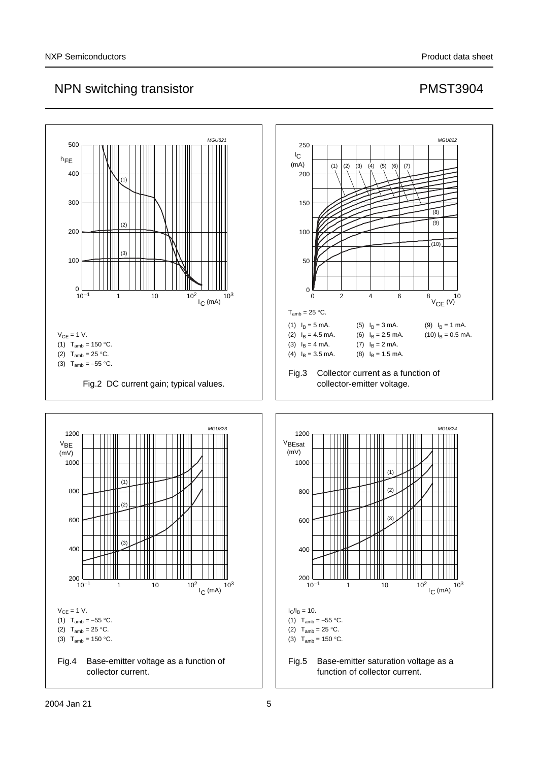## Fig.2 DC current gain; typical values.

$V_{CE}$ = 1 V.

(1) $T_{amb}$ = 150 °C.

(2) $T_{amb}$ = 25 °C.

(3) $T_{amb}$ = −55 °C.

Fig.2 DC current gain; typical values.

## Fig.3 Collector current as a function of collector-emitter voltage.

$T_{amb}$ = 25 °C.

(1) $I_B$ = 5 mA.

(2) $I_B$ = 4.5 mA.

(3) $I_B$ = 4 mA.

(4) $I_B$ = 3.5 mA.

(5) $I_B$ = 3 mA.

(6) $I_B$ = 2.5 mA.

(7) $I_B$ = 2 mA.

(8) $I_B$ = 1.5 mA.

(9) $I_B$ = 1 mA.

(10) $I_B$ = 0.5 mA.

Fig.3 Collector current as a function of collector-emitter voltage.

## Fig.4 Base-emitter voltage as a function of collector current.

$V_{CE}$ = 1 V.

(1) $T_{amb}$ = −55 °C.

(2) $T_{amb}$ = 25 °C.

(3) $T_{amb}$ = 150 °C.

Fig.4 Base-emitter voltage as a function of collector current.

## Fig.5 Base-emitter saturation voltage as a function of collector current.

$I_C/I_B$ = 10.

(1) $T_{amb}$ = −55 °C.

(2) $T_{amb}$ = 25 °C.

(3) $T_{amb}$ = 150 °C.

Fig.5 Base-emitter saturation voltage as a function of collector current.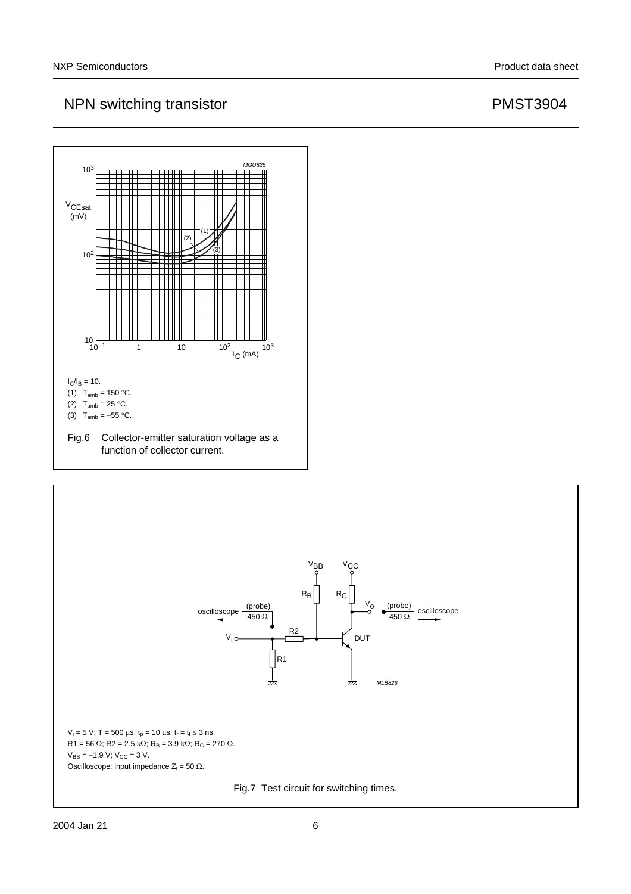MGU825

$I_C/I_B = 10$.

(1) $T_{amb} = 150$ °C.

(2) $T_{amb} = 25$ °C.

(3) $T_{amb} = -55$ °C.

Fig.6 Collector-emitter saturation voltage as a function of collector current.

MLB826

$V_i = 5$ V; T = 500 µs; $t_p = 10$ µs; $t_r = t_f \leq 3$ ns.

R1 = 56 Ω; R2 = 2.5 kΩ; $R_B = 3.9$ kΩ; $R_C = 270$ Ω.

$V_{BB} = -1.9$ V; $V_{CC} = 3$ V.

Oscilloscope: input impedance $Z_i = 50$ Ω.

Fig.7 Test circuit for switching times.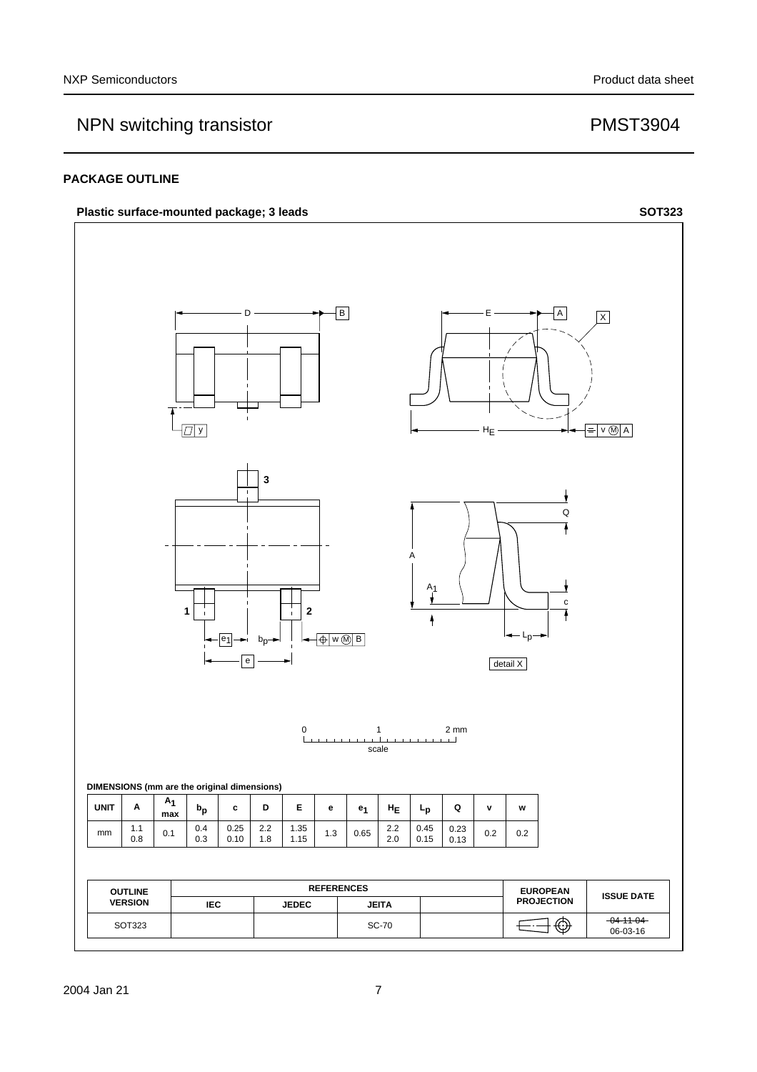## PACKAGE OUTLINE

**Plastic surface-mounted package; 3 leads** **SOT323**

**DIMENSIONS (mm are the original dimensions)**

| UNIT | A | $A_1$ max | $b_p$ | c | D | E | e | $e_1$ | $H_E$ | $L_p$ | Q | v | w |
|---|---|---|---|---|---|---|---|---|---|---|---|---|---|
| mm | 1.1<br>0.8 | 0.1 | 0.4<br>0.3 | 0.25<br>0.10 | 2.2<br>1.8 | 1.35<br>1.15 | 1.3 | 0.65 | 2.2<br>2.0 | 0.45<br>0.15 | 0.23<br>0.13 | 0.2 | 0.2 |

| OUTLINE VERSION | REFERENCES | | | | EUROPEAN PROJECTION | ISSUE DATE |
|---|---|---|---|---|---|---|
| | IEC | JEDEC | JEITA | | | |
| SOT323 | | | SC-70 | | | ~~04-11-04~~<br>06-03-16 |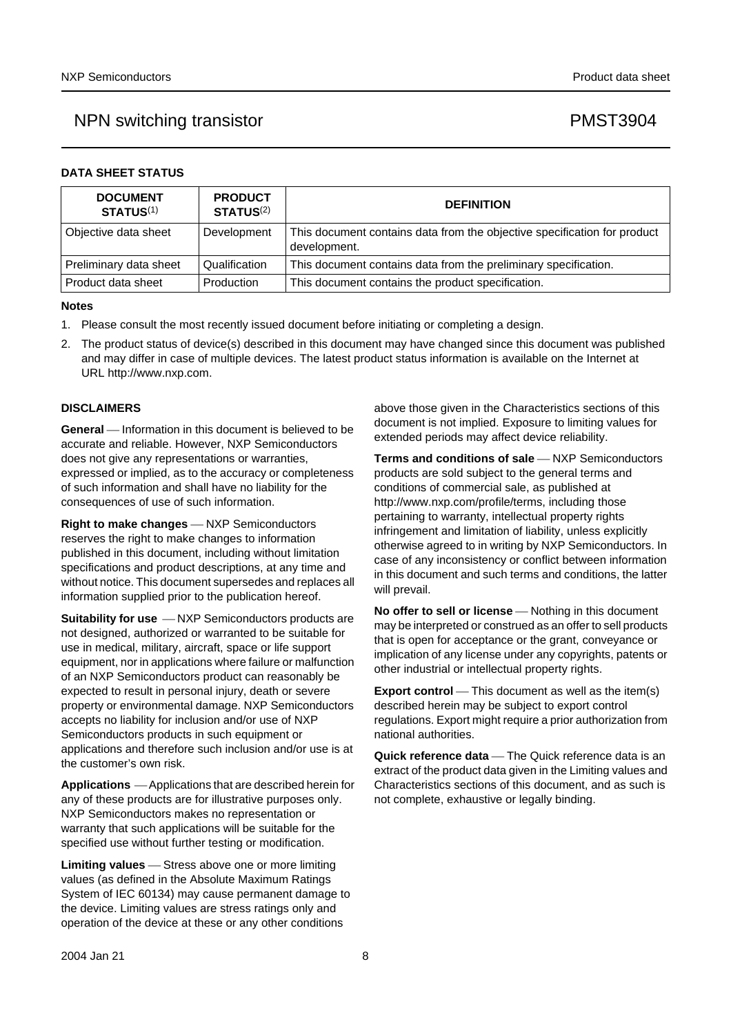## DATA SHEET STATUS

| DOCUMENT STATUS(1) | PRODUCT STATUS(2) | DEFINITION |
|---|---|---|
| Objective data sheet | Development | This document contains data from the objective specification for product development. |
| Preliminary data sheet | Qualification | This document contains data from the preliminary specification. |
| Product data sheet | Production | This document contains the product specification. |

**Notes**

1. Please consult the most recently issued document before initiating or completing a design.
2. The product status of device(s) described in this document may have changed since this document was published and may differ in case of multiple devices. The latest product status information is available on the Internet at URL http://www.nxp.com.

## DISCLAIMERS

**General** — Information in this document is believed to be accurate and reliable. However, NXP Semiconductors does not give any representations or warranties, expressed or implied, as to the accuracy or completeness of such information and shall have no liability for the consequences of use of such information.

**Right to make changes** — NXP Semiconductors reserves the right to make changes to information published in this document, including without limitation specifications and product descriptions, at any time and without notice. This document supersedes and replaces all information supplied prior to the publication hereof.

**Suitability for use** — NXP Semiconductors products are not designed, authorized or warranted to be suitable for use in medical, military, aircraft, space or life support equipment, nor in applications where failure or malfunction of an NXP Semiconductors product can reasonably be expected to result in personal injury, death or severe property or environmental damage. NXP Semiconductors accepts no liability for inclusion and/or use of NXP Semiconductors products in such equipment or applications and therefore such inclusion and/or use is at the customer's own risk.

**Applications** — Applications that are described herein for any of these products are for illustrative purposes only. NXP Semiconductors makes no representation or warranty that such applications will be suitable for the specified use without further testing or modification.

**Limiting values** — Stress above one or more limiting values (as defined in the Absolute Maximum Ratings System of IEC 60134) may cause permanent damage to the device. Limiting values are stress ratings only and operation of the device at these or any other conditions above those given in the Characteristics sections of this document is not implied. Exposure to limiting values for extended periods may affect device reliability.

**Terms and conditions of sale** — NXP Semiconductors products are sold subject to the general terms and conditions of commercial sale, as published at http://www.nxp.com/profile/terms, including those pertaining to warranty, intellectual property rights infringement and limitation of liability, unless explicitly otherwise agreed to in writing by NXP Semiconductors. In case of any inconsistency or conflict between information in this document and such terms and conditions, the latter will prevail.

**No offer to sell or license** — Nothing in this document may be interpreted or construed as an offer to sell products that is open for acceptance or the grant, conveyance or implication of any license under any copyrights, patents or other industrial or intellectual property rights.

**Export control** — This document as well as the item(s) described herein may be subject to export control regulations. Export might require a prior authorization from national authorities.

**Quick reference data** — The Quick reference data is an extract of the product data given in the Limiting values and Characteristics sections of this document, and as such is not complete, exhaustive or legally binding.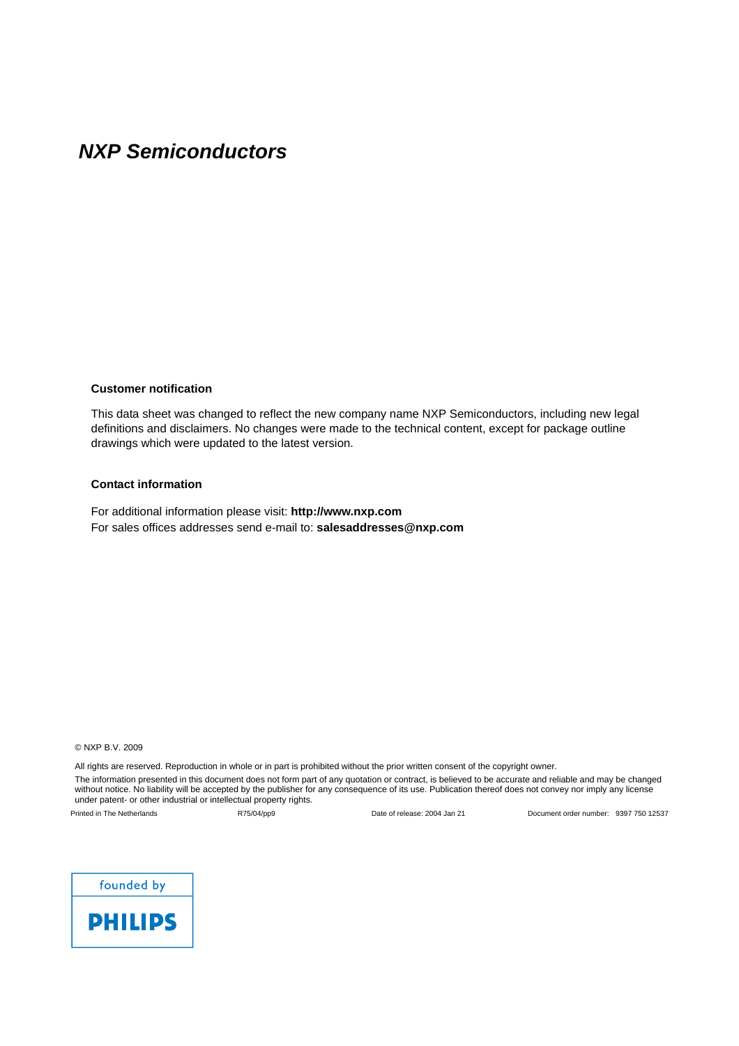# *NXP Semiconductors*

**Customer notification**

This data sheet was changed to reflect the new company name NXP Semiconductors, including new legal definitions and disclaimers. No changes were made to the technical content, except for package outline drawings which were updated to the latest version.

**Contact information**

For additional information please visit: **http://www.nxp.com**
For sales offices addresses send e-mail to: **salesaddresses@nxp.com**

© NXP B.V. 2009

All rights are reserved. Reproduction in whole or in part is prohibited without the prior written consent of the copyright owner.

The information presented in this document does not form part of any quotation or contract, is believed to be accurate and reliable and may be changed without notice. No liability will be accepted by the publisher for any consequence of its use. Publication thereof does not convey nor imply any license under patent- or other industrial or intellectual property rights.

Printed in The Netherlands R75/04/pp9 Date of release: 2004 Jan 21 Document order number: 9397 750 12537

founded by

PHILIPS